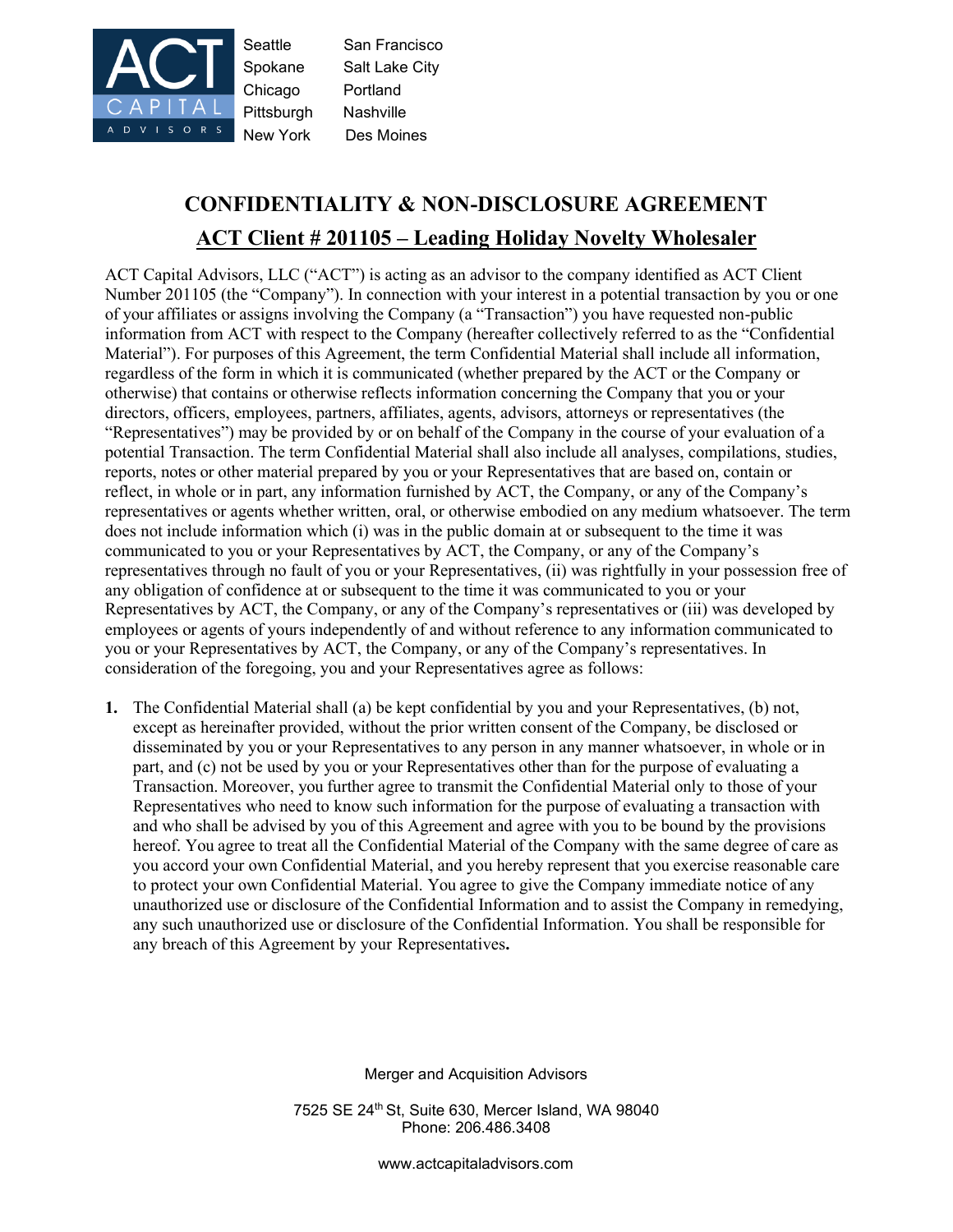ACT CAPITAL ADVISORS

Seattle
Spokane
Chicago
Pittsburgh
New York

San Francisco
Salt Lake City
Portland
Nashville
Des Moines

# CONFIDENTIALITY & NON-DISCLOSURE AGREEMENT

## ACT Client # 201105 – Leading Holiday Novelty Wholesaler

ACT Capital Advisors, LLC ("ACT") is acting as an advisor to the company identified as ACT Client Number 201105 (the "Company"). In connection with your interest in a potential transaction by you or one of your affiliates or assigns involving the Company (a "Transaction") you have requested non-public information from ACT with respect to the Company (hereafter collectively referred to as the "Confidential Material"). For purposes of this Agreement, the term Confidential Material shall include all information, regardless of the form in which it is communicated (whether prepared by the ACT or the Company or otherwise) that contains or otherwise reflects information concerning the Company that you or your directors, officers, employees, partners, affiliates, agents, advisors, attorneys or representatives (the "Representatives") may be provided by or on behalf of the Company in the course of your evaluation of a potential Transaction. The term Confidential Material shall also include all analyses, compilations, studies, reports, notes or other material prepared by you or your Representatives that are based on, contain or reflect, in whole or in part, any information furnished by ACT, the Company, or any of the Company's representatives or agents whether written, oral, or otherwise embodied on any medium whatsoever. The term does not include information which (i) was in the public domain at or subsequent to the time it was communicated to you or your Representatives by ACT, the Company, or any of the Company's representatives through no fault of you or your Representatives, (ii) was rightfully in your possession free of any obligation of confidence at or subsequent to the time it was communicated to you or your Representatives by ACT, the Company, or any of the Company's representatives or (iii) was developed by employees or agents of yours independently of and without reference to any information communicated to you or your Representatives by ACT, the Company, or any of the Company's representatives. In consideration of the foregoing, you and your Representatives agree as follows:

1. The Confidential Material shall (a) be kept confidential by you and your Representatives, (b) not, except as hereinafter provided, without the prior written consent of the Company, be disclosed or disseminated by you or your Representatives to any person in any manner whatsoever, in whole or in part, and (c) not be used by you or your Representatives other than for the purpose of evaluating a Transaction. Moreover, you further agree to transmit the Confidential Material only to those of your Representatives who need to know such information for the purpose of evaluating a transaction with and who shall be advised by you of this Agreement and agree with you to be bound by the provisions hereof. You agree to treat all the Confidential Material of the Company with the same degree of care as you accord your own Confidential Material, and you hereby represent that you exercise reasonable care to protect your own Confidential Material. You agree to give the Company immediate notice of any unauthorized use or disclosure of the Confidential Information and to assist the Company in remedying, any such unauthorized use or disclosure of the Confidential Information. You shall be responsible for any breach of this Agreement by your Representatives.

Merger and Acquisition Advisors

7525 SE 24th St, Suite 630, Mercer Island, WA 98040
Phone: 206.486.3408

www.actcapitaladvisors.com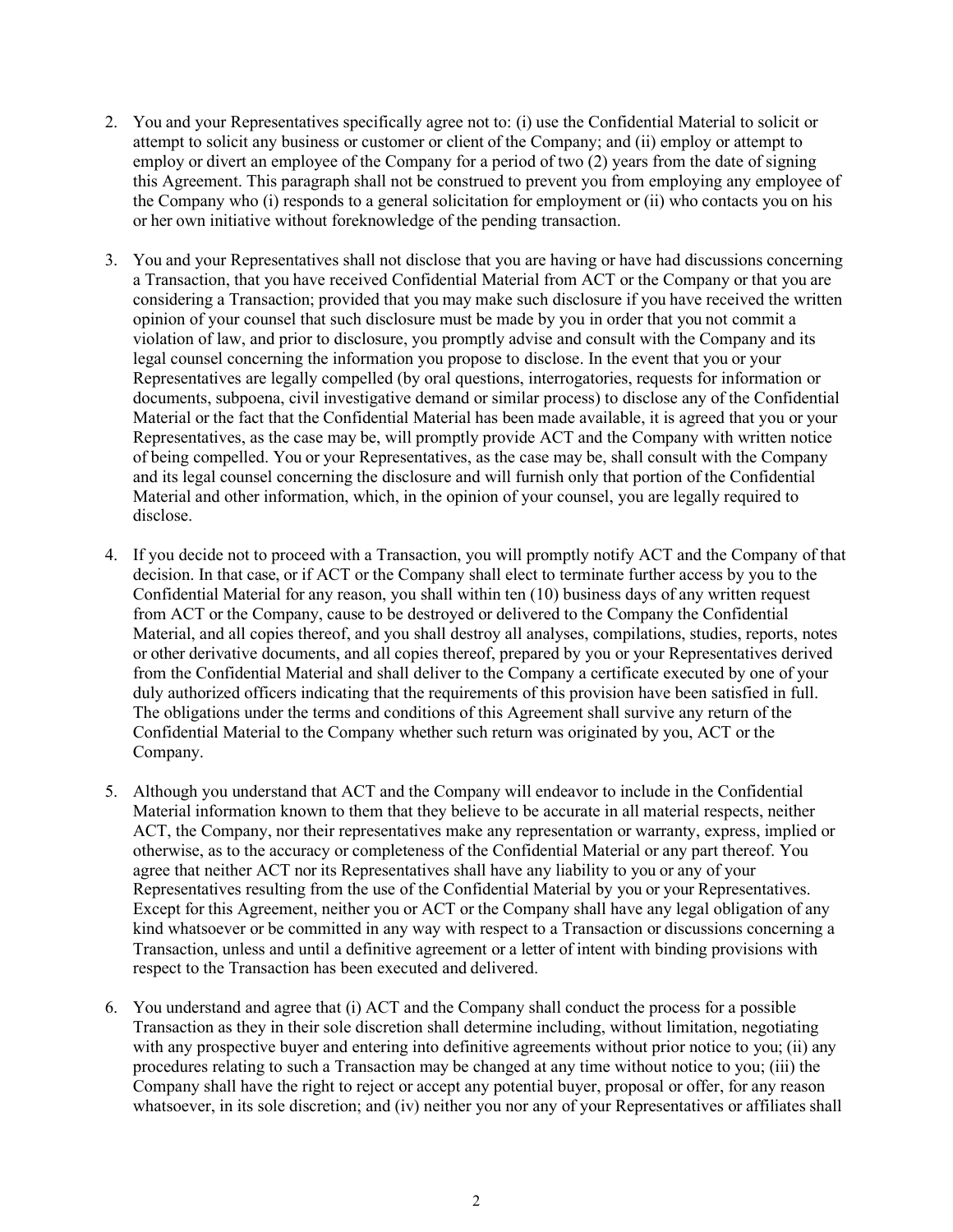2. You and your Representatives specifically agree not to: (i) use the Confidential Material to solicit or attempt to solicit any business or customer or client of the Company; and (ii) employ or attempt to employ or divert an employee of the Company for a period of two (2) years from the date of signing this Agreement. This paragraph shall not be construed to prevent you from employing any employee of the Company who (i) responds to a general solicitation for employment or (ii) who contacts you on his or her own initiative without foreknowledge of the pending transaction.

3. You and your Representatives shall not disclose that you are having or have had discussions concerning a Transaction, that you have received Confidential Material from ACT or the Company or that you are considering a Transaction; provided that you may make such disclosure if you have received the written opinion of your counsel that such disclosure must be made by you in order that you not commit a violation of law, and prior to disclosure, you promptly advise and consult with the Company and its legal counsel concerning the information you propose to disclose. In the event that you or your Representatives are legally compelled (by oral questions, interrogatories, requests for information or documents, subpoena, civil investigative demand or similar process) to disclose any of the Confidential Material or the fact that the Confidential Material has been made available, it is agreed that you or your Representatives, as the case may be, will promptly provide ACT and the Company with written notice of being compelled. You or your Representatives, as the case may be, shall consult with the Company and its legal counsel concerning the disclosure and will furnish only that portion of the Confidential Material and other information, which, in the opinion of your counsel, you are legally required to disclose.

4. If you decide not to proceed with a Transaction, you will promptly notify ACT and the Company of that decision. In that case, or if ACT or the Company shall elect to terminate further access by you to the Confidential Material for any reason, you shall within ten (10) business days of any written request from ACT or the Company, cause to be destroyed or delivered to the Company the Confidential Material, and all copies thereof, and you shall destroy all analyses, compilations, studies, reports, notes or other derivative documents, and all copies thereof, prepared by you or your Representatives derived from the Confidential Material and shall deliver to the Company a certificate executed by one of your duly authorized officers indicating that the requirements of this provision have been satisfied in full. The obligations under the terms and conditions of this Agreement shall survive any return of the Confidential Material to the Company whether such return was originated by you, ACT or the Company.

5. Although you understand that ACT and the Company will endeavor to include in the Confidential Material information known to them that they believe to be accurate in all material respects, neither ACT, the Company, nor their representatives make any representation or warranty, express, implied or otherwise, as to the accuracy or completeness of the Confidential Material or any part thereof. You agree that neither ACT nor its Representatives shall have any liability to you or any of your Representatives resulting from the use of the Confidential Material by you or your Representatives. Except for this Agreement, neither you or ACT or the Company shall have any legal obligation of any kind whatsoever or be committed in any way with respect to a Transaction or discussions concerning a Transaction, unless and until a definitive agreement or a letter of intent with binding provisions with respect to the Transaction has been executed and delivered.

6. You understand and agree that (i) ACT and the Company shall conduct the process for a possible Transaction as they in their sole discretion shall determine including, without limitation, negotiating with any prospective buyer and entering into definitive agreements without prior notice to you; (ii) any procedures relating to such a Transaction may be changed at any time without notice to you; (iii) the Company shall have the right to reject or accept any potential buyer, proposal or offer, for any reason whatsoever, in its sole discretion; and (iv) neither you nor any of your Representatives or affiliates shall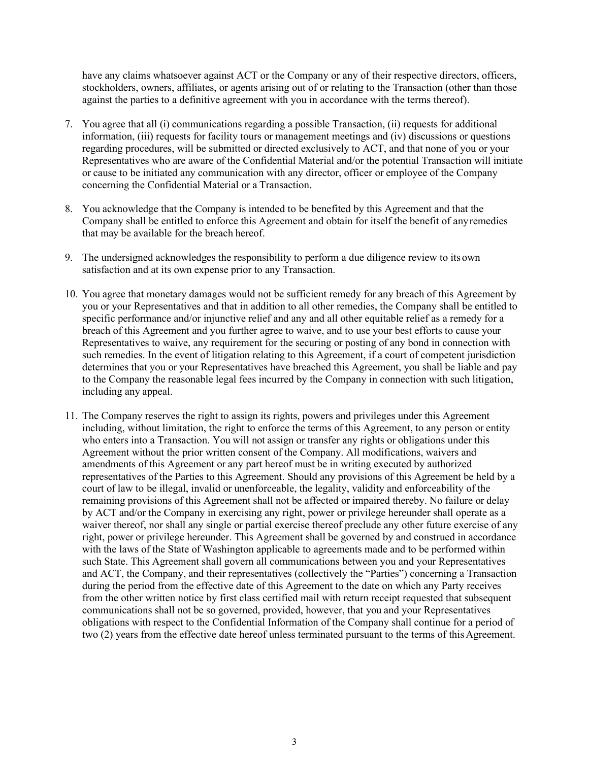have any claims whatsoever against ACT or the Company or any of their respective directors, officers, stockholders, owners, affiliates, or agents arising out of or relating to the Transaction (other than those against the parties to a definitive agreement with you in accordance with the terms thereof).

7. You agree that all (i) communications regarding a possible Transaction, (ii) requests for additional information, (iii) requests for facility tours or management meetings and (iv) discussions or questions regarding procedures, will be submitted or directed exclusively to ACT, and that none of you or your Representatives who are aware of the Confidential Material and/or the potential Transaction will initiate or cause to be initiated any communication with any director, officer or employee of the Company concerning the Confidential Material or a Transaction.

8. You acknowledge that the Company is intended to be benefited by this Agreement and that the Company shall be entitled to enforce this Agreement and obtain for itself the benefit of any remedies that may be available for the breach hereof.

9. The undersigned acknowledges the responsibility to perform a due diligence review to its own satisfaction and at its own expense prior to any Transaction.

10. You agree that monetary damages would not be sufficient remedy for any breach of this Agreement by you or your Representatives and that in addition to all other remedies, the Company shall be entitled to specific performance and/or injunctive relief and any and all other equitable relief as a remedy for a breach of this Agreement and you further agree to waive, and to use your best efforts to cause your Representatives to waive, any requirement for the securing or posting of any bond in connection with such remedies. In the event of litigation relating to this Agreement, if a court of competent jurisdiction determines that you or your Representatives have breached this Agreement, you shall be liable and pay to the Company the reasonable legal fees incurred by the Company in connection with such litigation, including any appeal.

11. The Company reserves the right to assign its rights, powers and privileges under this Agreement including, without limitation, the right to enforce the terms of this Agreement, to any person or entity who enters into a Transaction. You will not assign or transfer any rights or obligations under this Agreement without the prior written consent of the Company. All modifications, waivers and amendments of this Agreement or any part hereof must be in writing executed by authorized representatives of the Parties to this Agreement. Should any provisions of this Agreement be held by a court of law to be illegal, invalid or unenforceable, the legality, validity and enforceability of the remaining provisions of this Agreement shall not be affected or impaired thereby. No failure or delay by ACT and/or the Company in exercising any right, power or privilege hereunder shall operate as a waiver thereof, nor shall any single or partial exercise thereof preclude any other future exercise of any right, power or privilege hereunder. This Agreement shall be governed by and construed in accordance with the laws of the State of Washington applicable to agreements made and to be performed within such State. This Agreement shall govern all communications between you and your Representatives and ACT, the Company, and their representatives (collectively the "Parties") concerning a Transaction during the period from the effective date of this Agreement to the date on which any Party receives from the other written notice by first class certified mail with return receipt requested that subsequent communications shall not be so governed, provided, however, that you and your Representatives obligations with respect to the Confidential Information of the Company shall continue for a period of two (2) years from the effective date hereof unless terminated pursuant to the terms of this Agreement.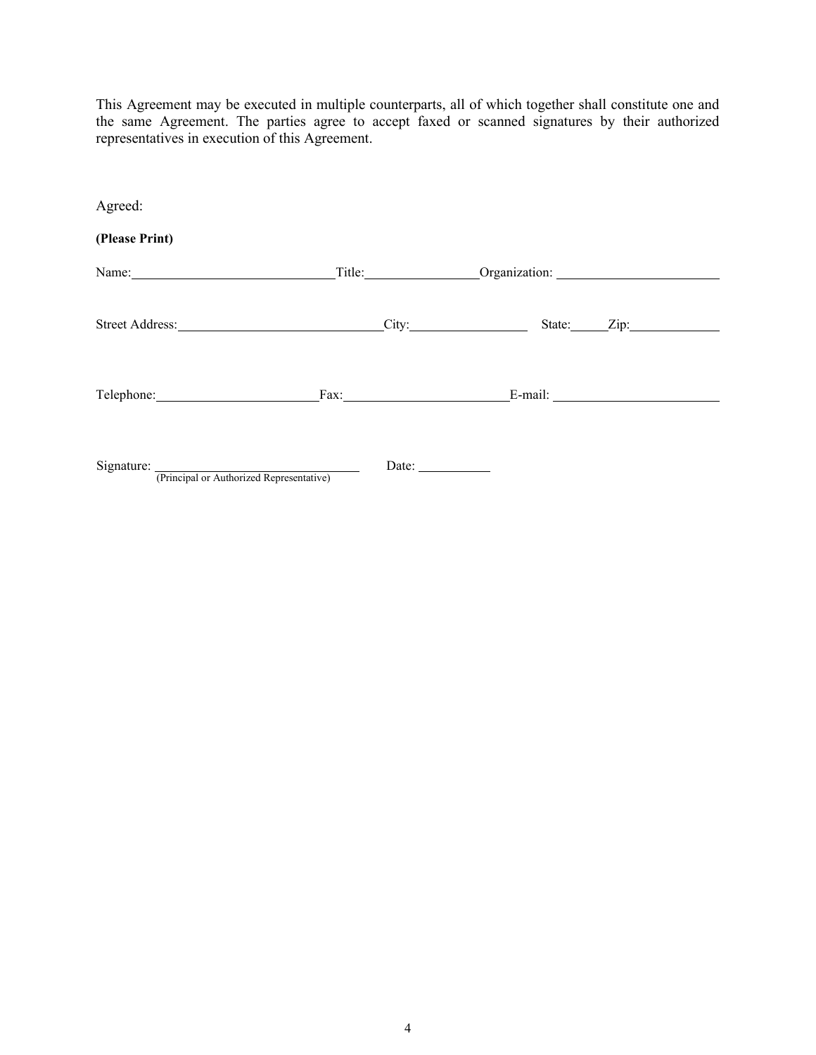This Agreement may be executed in multiple counterparts, all of which together shall constitute one and the same Agreement. The parties agree to accept faxed or scanned signatures by their authorized representatives in execution of this Agreement.

Agreed:

**(Please Print)**

Name:______________________________ Title:_________________ Organization: ________________________

Street Address:______________________________ City:__________________ State:______ Zip:_____________

Telephone:________________________ Fax:________________________ E-mail: ________________________

Signature: ________________________________ Date: ___________
(Principal or Authorized Representative)